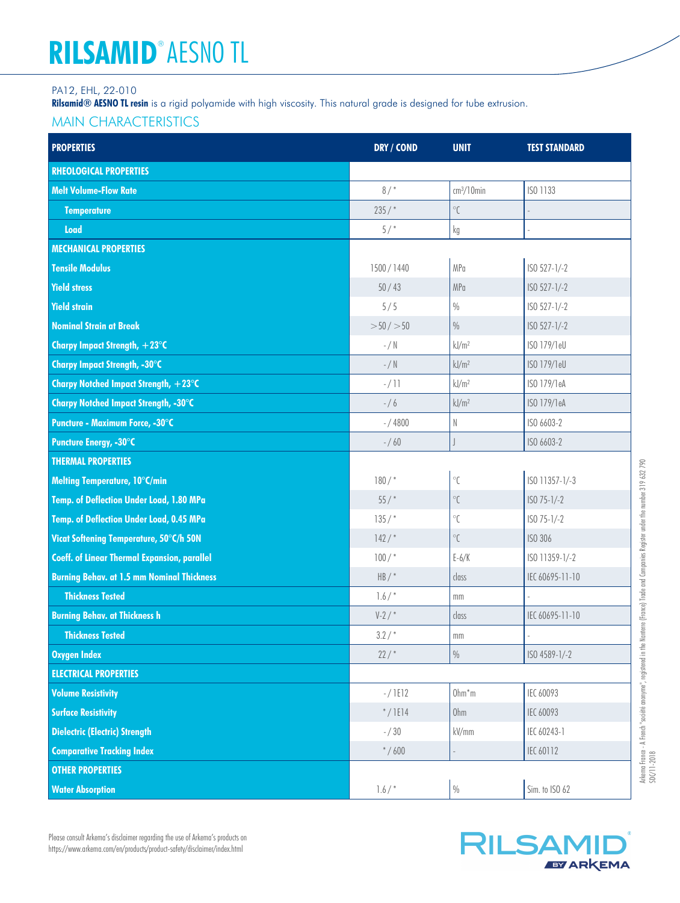# RILSAMID® AESNO TL

PA12, EHL, 22-010

**Rilsamid® AESNO TL resin** is a rigid polyamide with high viscosity. This natural grade is designed for tube extrusion.

## MAIN CHARACTERISTICS

| PROPERTIES | DRY / COND | UNIT | TEST STANDARD |
|---|---|---|---|
| **RHEOLOGICAL PROPERTIES** | | | |
| **Melt Volume-Flow Rate** | 8 / * | $cm^3/10min$ | ISO 1133 |
| **Temperature** | 235 / * | °C | - |
| **Load** | 5 / * | kg | - |
| **MECHANICAL PROPERTIES** | | | |
| **Tensile Modulus** | 1500 / 1440 | MPa | ISO 527-1/-2 |
| **Yield stress** | 50 / 43 | MPa | ISO 527-1/-2 |
| **Yield strain** | 5 / 5 | % | ISO 527-1/-2 |
| **Nominal Strain at Break** | >50 / >50 | % | ISO 527-1/-2 |
| **Charpy Impact Strength, +23°C** | - / N | $kJ/m^2$ | ISO 179/1eU |
| **Charpy Impact Strength, -30°C** | - / N | $kJ/m^2$ | ISO 179/1eU |
| **Charpy Notched Impact Strength, +23°C** | - / 11 | $kJ/m^2$ | ISO 179/1eA |
| **Charpy Notched Impact Strength, -30°C** | - / 6 | $kJ/m^2$ | ISO 179/1eA |
| **Puncture - Maximum Force, -30°C** | - / 4800 | N | ISO 6603-2 |
| **Puncture Energy, -30°C** | - / 60 | J | ISO 6603-2 |
| **THERMAL PROPERTIES** | | | |
| **Melting Temperature, 10°C/min** | 180 / * | °C | ISO 11357-1/-3 |
| **Temp. of Deflection Under Load, 1.80 MPa** | 55 / * | °C | ISO 75-1/-2 |
| **Temp. of Deflection Under Load, 0.45 MPa** | 135 / * | °C | ISO 75-1/-2 |
| **Vicat Softening Temperature, 50°C/h 50N** | 142 / * | °C | ISO 306 |
| **Coeff. of Linear Thermal Expansion, parallel** | 100 / * | E-6/K | ISO 11359-1/-2 |
| **Burning Behav. at 1.5 mm Nominal Thickness** | HB / * | class | IEC 60695-11-10 |
| **Thickness Tested** | 1.6 / * | mm | - |
| **Burning Behav. at Thickness h** | V-2 / * | class | IEC 60695-11-10 |
| **Thickness Tested** | 3.2 / * | mm | - |
| **Oxygen Index** | 22 / * | % | ISO 4589-1/-2 |
| **ELECTRICAL PROPERTIES** | | | |
| **Volume Resistivity** | - / 1E12 | Ohm*m | IEC 60093 |
| **Surface Resistivity** | * / 1E14 | Ohm | IEC 60093 |
| **Dielectric (Electric) Strength** | - / 30 | kV/mm | IEC 60243-1 |
| **Comparative Tracking Index** | * / 600 | - | IEC 60112 |
| **OTHER PROPERTIES** | | | |
| **Water Absorption** | 1.6 / * | % | Sim. to ISO 62 |

Arkema France - A French "société anonyme", registered in the Nanterre (France) Trade and Companies Register under the number 319 632 790
SDC/11-2018

Please consult Arkema's disclaimer regarding the use of Arkema's products on https://www.arkema.com/en/products/product-safety/disclaimer/index.html

RILSAMID® BY ARKEMA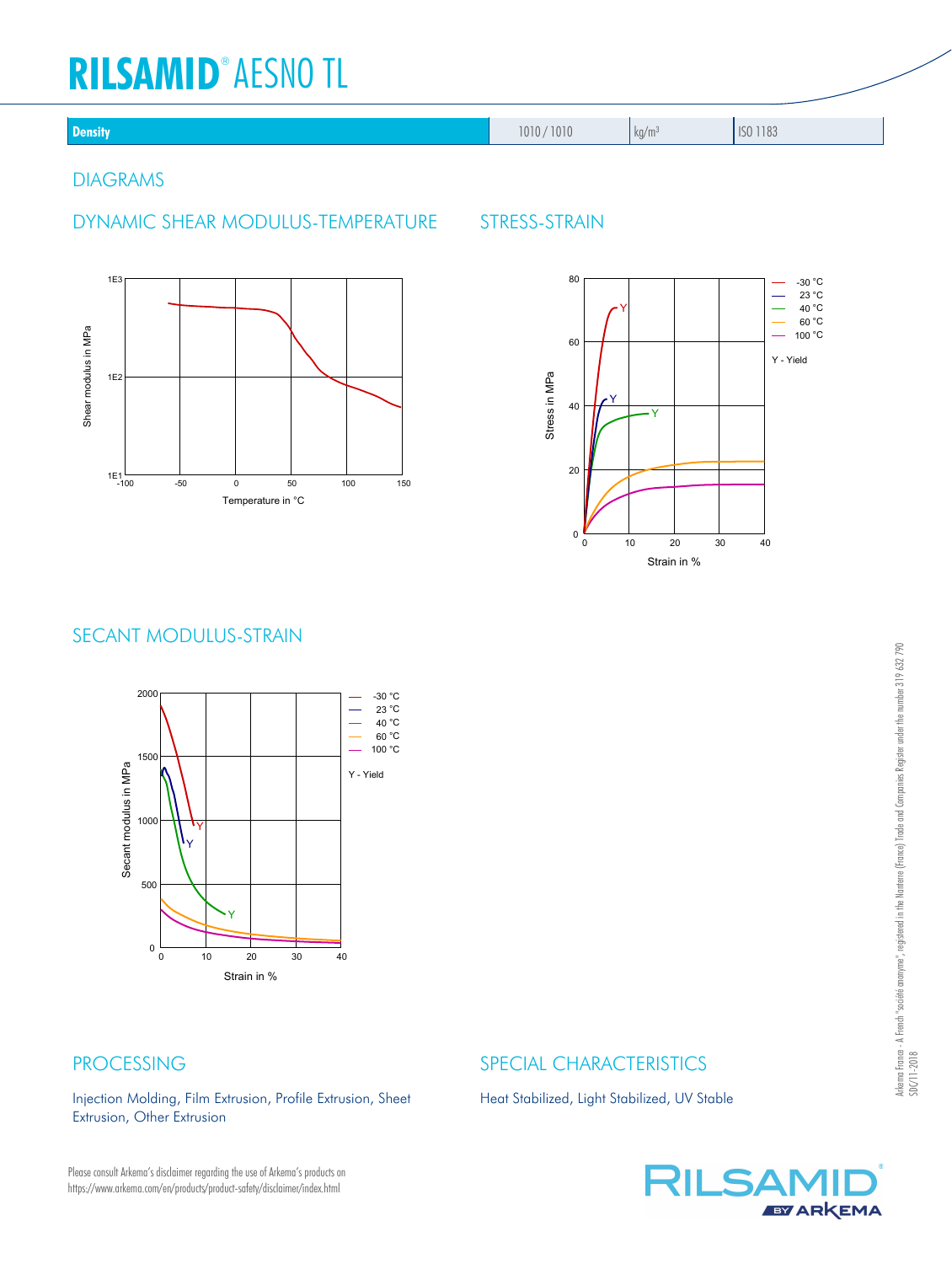# RILSAMID® AESNO TL

| Density | 1010 / 1010 | kg/m³ | ISO 1183 |
|---|---|---|---|

## DIAGRAMS

### DYNAMIC SHEAR MODULUS-TEMPERATURE

### STRESS-STRAIN

### SECANT MODULUS-STRAIN

## PROCESSING

Injection Molding, Film Extrusion, Profile Extrusion, Sheet Extrusion, Other Extrusion

## SPECIAL CHARACTERISTICS

Heat Stabilized, Light Stabilized, UV Stable

Please consult Arkema's disclaimer regarding the use of Arkema's products on https://www.arkema.com/en/products/product-safety/disclaimer/index.html

Arkema France - A French "société anonyme", registered in the Nanterre (France) Trade and Companies Register under the number 319 632 790
SDC/11-2018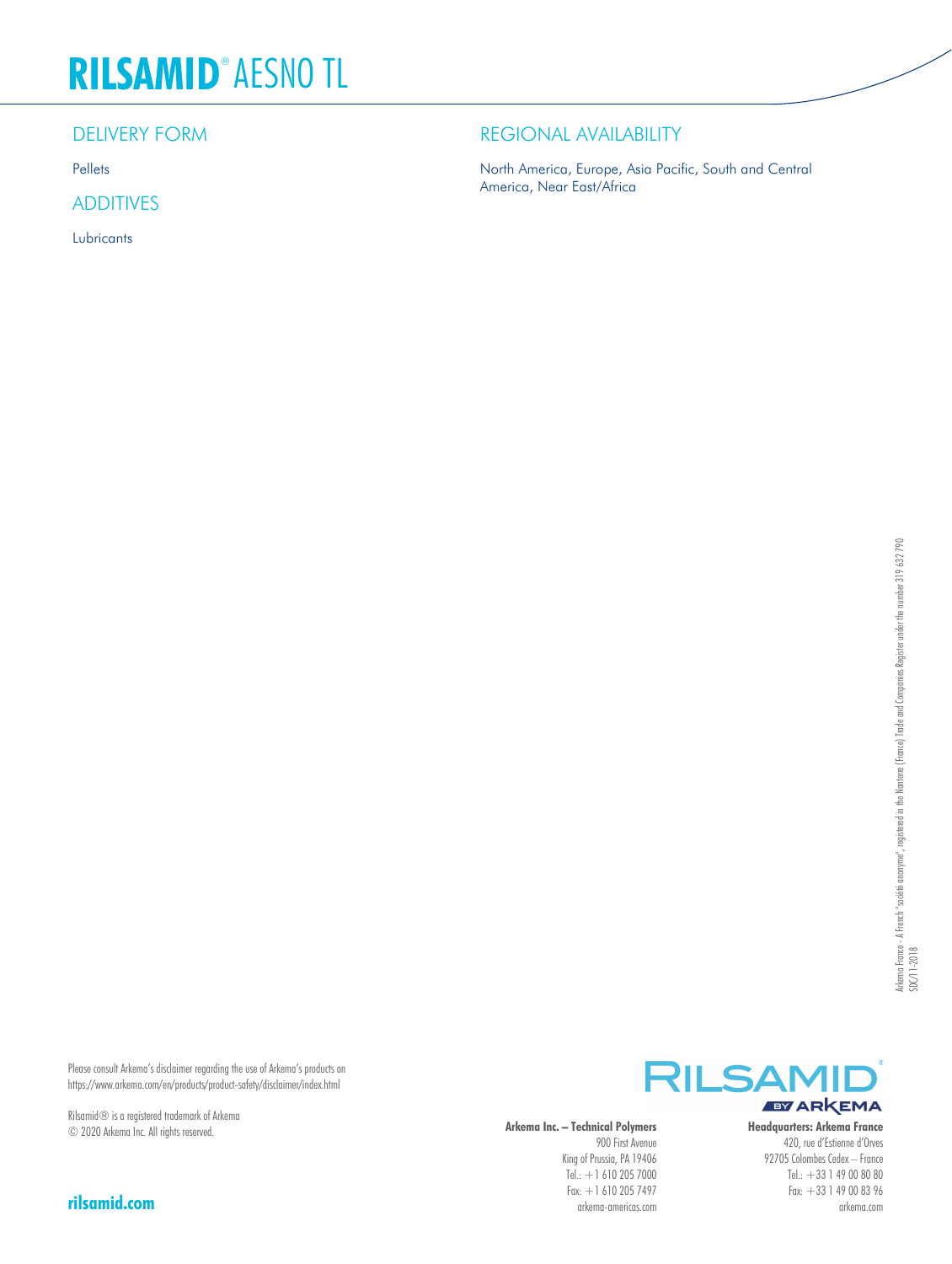# RILSAMID® AESNO TL

## DELIVERY FORM

Pellets

## ADDITIVES

Lubricants

## REGIONAL AVAILABILITY

North America, Europe, Asia Pacific, South and Central America, Near East/Africa

Arkema France - A French "société anonyme", registered in the Nanterre (France) Trade and Companies Register under the number 319 632 790
SDC/11-2018

Please consult Arkema's disclaimer regarding the use of Arkema's products on https://www.arkema.com/en/products/product-safety/disclaimer/index.html

Rilsamid® is a registered trademark of Arkema
© 2020 Arkema Inc. All rights reserved.

**rilsamid.com**

**Arkema Inc. – Technical Polymers**
900 First Avenue
King of Prussia, PA 19406
Tel.: +1 610 205 7000
Fax: +1 610 205 7497
arkema-americas.com

**Headquarters: Arkema France**
420, rue d'Estienne d'Orves
92705 Colombes Cedex – France
Tel.: +33 1 49 00 80 80
Fax: +33 1 49 00 83 96
arkema.com